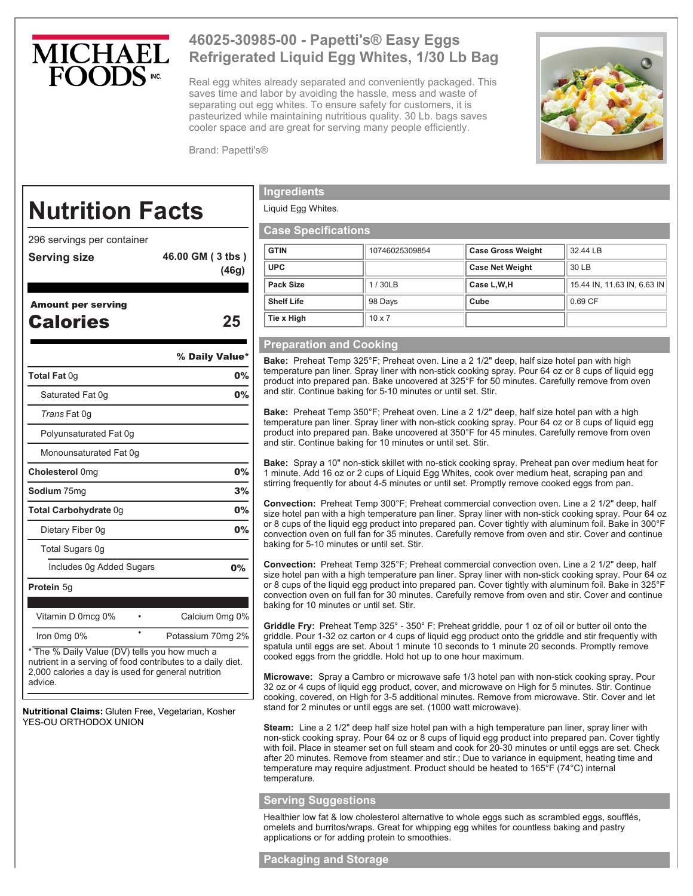MICHAEL FOODS INC.

# 46025-30985-00 - Papetti's® Easy Eggs Refrigerated Liquid Egg Whites, 1/30 Lb Bag

Real egg whites already separated and conveniently packaged. This saves time and labor by avoiding the hassle, mess and waste of separating out egg whites. To ensure safety for customers, it is pasteurized while maintaining nutritious quality. 30 Lb. bags saves cooler space and are great for serving many people efficiently.

Brand: Papetti's®

## Nutrition Facts

296 servings per container

**Serving size** 46.00 GM ( 3 tbs ) (46g)

**Amount per serving**

**Calories** 25

| | % Daily Value* |
|---|---|
| **Total Fat** 0g | 0% |
| Saturated Fat 0g | 0% |
| *Trans* Fat 0g | |
| Polyunsaturated Fat 0g | |
| Monounsaturated Fat 0g | |
| **Cholesterol** 0mg | 0% |
| **Sodium** 75mg | 3% |
| **Total Carbohydrate** 0g | 0% |
| Dietary Fiber 0g | 0% |
| Total Sugars 0g | |
| Includes 0g Added Sugars | 0% |
| **Protein** 5g | |

| | |
|---|---|
| Vitamin D 0mcg 0% | Calcium 0mg 0% |
| Iron 0mg 0% | Potassium 70mg 2% |

* The % Daily Value (DV) tells you how much a nutrient in a serving of food contributes to a daily diet. 2,000 calories a day is used for general nutrition advice.

**Nutritional Claims:** Gluten Free, Vegetarian, Kosher YES-OU ORTHODOX UNION

## Ingredients

Liquid Egg Whites.

## Case Specifications

| GTIN | 10746025309854 | Case Gross Weight | 32.44 LB |
|---|---|---|---|
| UPC | | Case Net Weight | 30 LB |
| Pack Size | 1 / 30LB | Case L,W,H | 15.44 IN, 11.63 IN, 6.63 IN |
| Shelf Life | 98 Days | Cube | 0.69 CF |
| Tie x High | 10 x 7 | | |

## Preparation and Cooking

**Bake:** Preheat Temp 325°F; Preheat oven. Line a 2 1/2" deep, half size hotel pan with high temperature pan liner. Spray liner with non-stick cooking spray. Pour 64 oz or 8 cups of liquid egg product into prepared pan. Bake uncovered at 325°F for 50 minutes. Carefully remove from oven and stir. Continue baking for 5-10 minutes or until set. Stir.

**Bake:** Preheat Temp 350°F; Preheat oven. Line a 2 1/2" deep, half size hotel pan with a high temperature pan liner. Spray liner with non-stick cooking spray. Pour 64 oz or 8 cups of liquid egg product into prepared pan. Bake uncovered at 350°F for 45 minutes. Carefully remove from oven and stir. Continue baking for 10 minutes or until set. Stir.

**Bake:** Spray a 10" non-stick skillet with no-stick cooking spray. Preheat pan over medium heat for 1 minute. Add 16 oz or 2 cups of Liquid Egg Whites, cook over medium heat, scraping pan and stirring frequently for about 4-5 minutes or until set. Promptly remove cooked eggs from pan.

**Convection:** Preheat Temp 300°F; Preheat commercial convection oven. Line a 2 1/2" deep, half size hotel pan with a high temperature pan liner. Spray liner with non-stick cooking spray. Pour 64 oz or 8 cups of the liquid egg product into prepared pan. Cover tightly with aluminum foil. Bake in 300°F convection oven on full fan for 35 minutes. Carefully remove from oven and stir. Cover and continue baking for 5-10 minutes or until set. Stir.

**Convection:** Preheat Temp 325°F; Preheat commercial convection oven. Line a 2 1/2" deep, half size hotel pan with a high temperature pan liner. Spray liner with non-stick cooking spray. Pour 64 oz or 8 cups of the liquid egg product into prepared pan. Cover tightly with aluminum foil. Bake in 325°F convection oven on full fan for 30 minutes. Carefully remove from oven and stir. Cover and continue baking for 10 minutes or until set. Stir.

**Griddle Fry:** Preheat Temp 325° - 350° F; Preheat griddle, pour 1 oz of oil or butter oil onto the griddle. Pour 1-32 oz carton or 4 cups of liquid egg product onto the griddle and stir frequently with spatula until eggs are set. About 1 minute 10 seconds to 1 minute 20 seconds. Promptly remove cooked eggs from the griddle. Hold hot up to one hour maximum.

**Microwave:** Spray a Cambro or microwave safe 1/3 hotel pan with non-stick cooking spray. Pour 32 oz or 4 cups of liquid egg product, cover, and microwave on High for 5 minutes. Stir. Continue cooking, covered, on High for 3-5 additional minutes. Remove from microwave. Stir. Cover and let stand for 2 minutes or until eggs are set. (1000 watt microwave).

**Steam:** Line a 2 1/2" deep half size hotel pan with a high temperature pan liner, spray liner with non-stick cooking spray. Pour 64 oz or 8 cups of liquid egg product into prepared pan. Cover tightly with foil. Place in steamer set on full steam and cook for 20-30 minutes or until eggs are set. Check after 20 minutes. Remove from steamer and stir.; Due to variance in equipment, heating time and temperature may require adjustment. Product should be heated to 165°F (74°C) internal temperature.

## Serving Suggestions

Healthier low fat & low cholesterol alternative to whole eggs such as scrambled eggs, soufflés, omelets and burritos/wraps. Great for whipping egg whites for countless baking and pastry applications or for adding protein to smoothies.

## Packaging and Storage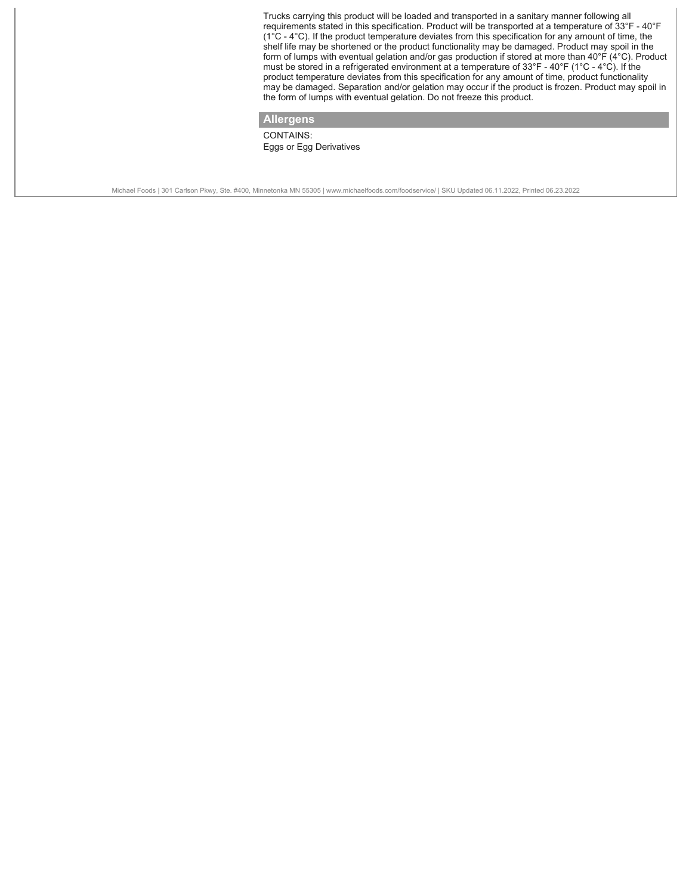Trucks carrying this product will be loaded and transported in a sanitary manner following all requirements stated in this specification. Product will be transported at a temperature of 33°F - 40°F (1°C - 4°C). If the product temperature deviates from this specification for any amount of time, the shelf life may be shortened or the product functionality may be damaged. Product may spoil in the form of lumps with eventual gelation and/or gas production if stored at more than 40°F (4°C). Product must be stored in a refrigerated environment at a temperature of 33°F - 40°F (1°C - 4°C). If the product temperature deviates from this specification for any amount of time, product functionality may be damaged. Separation and/or gelation may occur if the product is frozen. Product may spoil in the form of lumps with eventual gelation. Do not freeze this product.

## Allergens

CONTAINS:
Eggs or Egg Derivatives